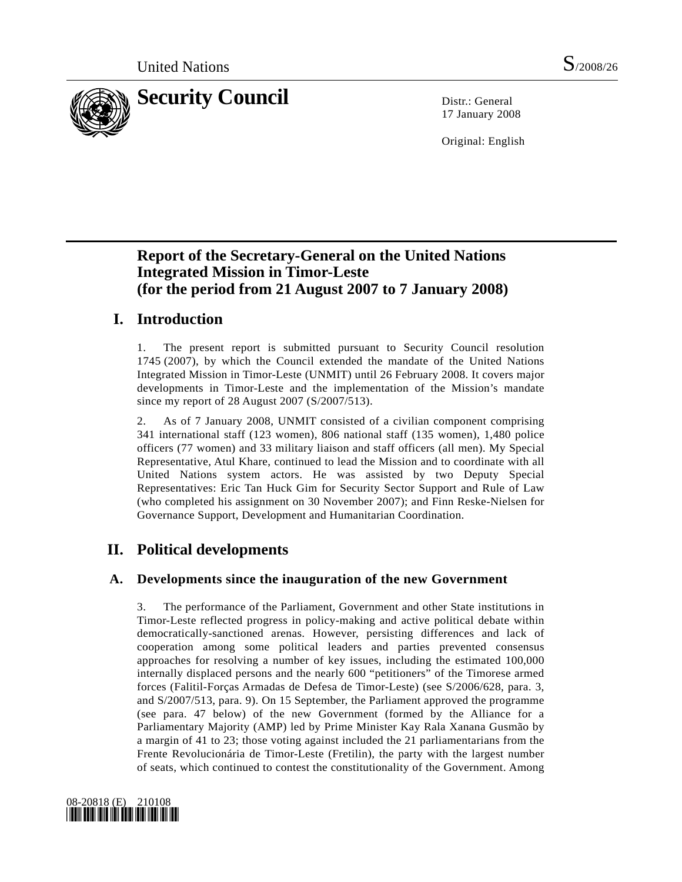United Nations S/2008/26

# Security Council

Distr.: General
17 January 2008

Original: English

## Report of the Secretary-General on the United Nations Integrated Mission in Timor-Leste (for the period from 21 August 2007 to 7 January 2008)

## I. Introduction

1. The present report is submitted pursuant to Security Council resolution 1745 (2007), by which the Council extended the mandate of the United Nations Integrated Mission in Timor-Leste (UNMIT) until 26 February 2008. It covers major developments in Timor-Leste and the implementation of the Mission's mandate since my report of 28 August 2007 (S/2007/513).

2. As of 7 January 2008, UNMIT consisted of a civilian component comprising 341 international staff (123 women), 806 national staff (135 women), 1,480 police officers (77 women) and 33 military liaison and staff officers (all men). My Special Representative, Atul Khare, continued to lead the Mission and to coordinate with all United Nations system actors. He was assisted by two Deputy Special Representatives: Eric Tan Huck Gim for Security Sector Support and Rule of Law (who completed his assignment on 30 November 2007); and Finn Reske-Nielsen for Governance Support, Development and Humanitarian Coordination.

## II. Political developments

### A. Developments since the inauguration of the new Government

3. The performance of the Parliament, Government and other State institutions in Timor-Leste reflected progress in policy-making and active political debate within democratically-sanctioned arenas. However, persisting differences and lack of cooperation among some political leaders and parties prevented consensus approaches for resolving a number of key issues, including the estimated 100,000 internally displaced persons and the nearly 600 "petitioners" of the Timorese armed forces (Falitil-Forças Armadas de Defesa de Timor-Leste) (see S/2006/628, para. 3, and S/2007/513, para. 9). On 15 September, the Parliament approved the programme (see para. 47 below) of the new Government (formed by the Alliance for a Parliamentary Majority (AMP) led by Prime Minister Kay Rala Xanana Gusmão by a margin of 41 to 23; those voting against included the 21 parliamentarians from the Frente Revolucionária de Timor-Leste (Fretilin), the party with the largest number of seats, which continued to contest the constitutionality of the Government. Among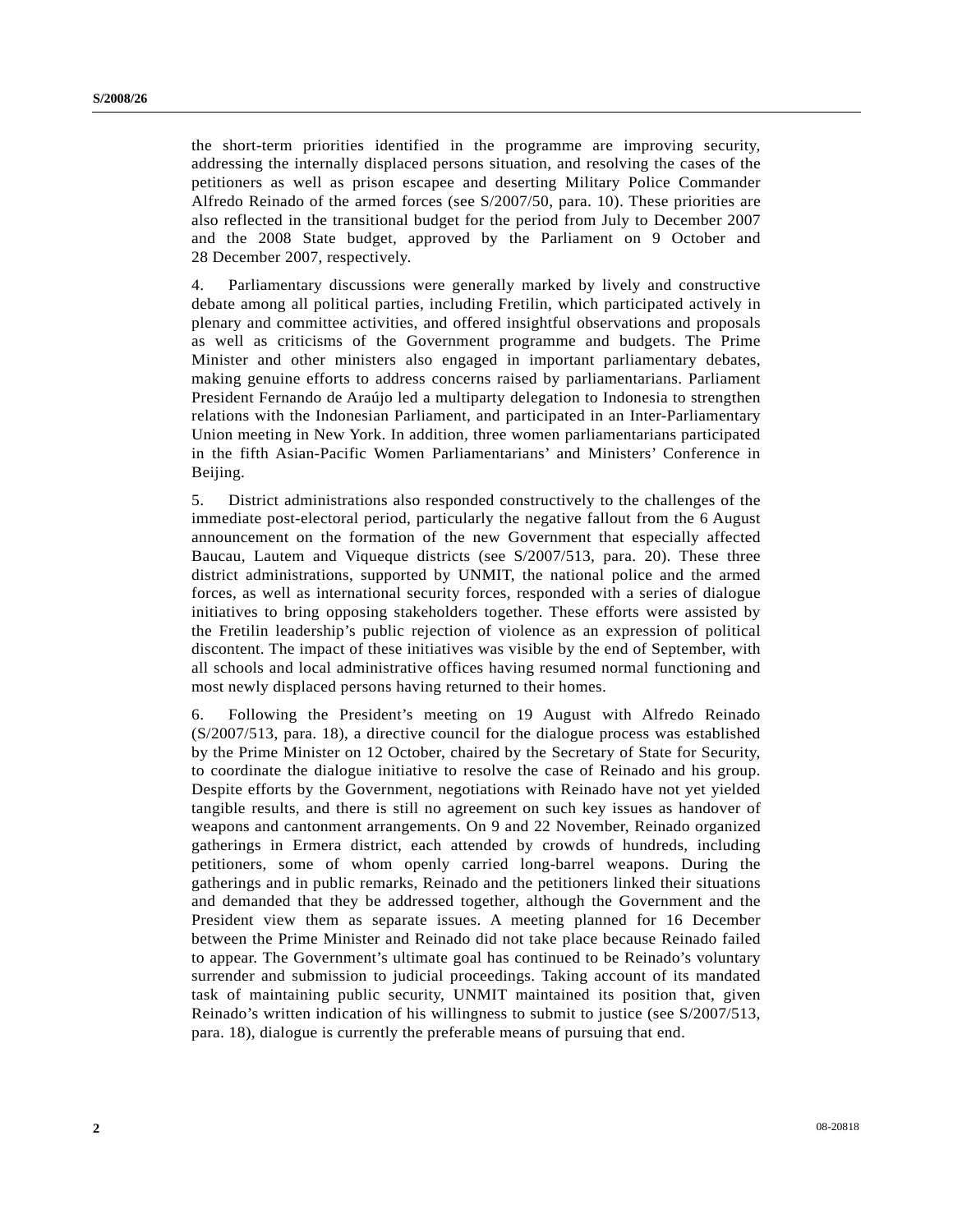the short-term priorities identified in the programme are improving security, addressing the internally displaced persons situation, and resolving the cases of the petitioners as well as prison escapee and deserting Military Police Commander Alfredo Reinado of the armed forces (see S/2007/50, para. 10). These priorities are also reflected in the transitional budget for the period from July to December 2007 and the 2008 State budget, approved by the Parliament on 9 October and 28 December 2007, respectively.

4. Parliamentary discussions were generally marked by lively and constructive debate among all political parties, including Fretilin, which participated actively in plenary and committee activities, and offered insightful observations and proposals as well as criticisms of the Government programme and budgets. The Prime Minister and other ministers also engaged in important parliamentary debates, making genuine efforts to address concerns raised by parliamentarians. Parliament President Fernando de Araújo led a multiparty delegation to Indonesia to strengthen relations with the Indonesian Parliament, and participated in an Inter-Parliamentary Union meeting in New York. In addition, three women parliamentarians participated in the fifth Asian-Pacific Women Parliamentarians' and Ministers' Conference in Beijing.

5. District administrations also responded constructively to the challenges of the immediate post-electoral period, particularly the negative fallout from the 6 August announcement on the formation of the new Government that especially affected Baucau, Lautem and Viqueque districts (see S/2007/513, para. 20). These three district administrations, supported by UNMIT, the national police and the armed forces, as well as international security forces, responded with a series of dialogue initiatives to bring opposing stakeholders together. These efforts were assisted by the Fretilin leadership's public rejection of violence as an expression of political discontent. The impact of these initiatives was visible by the end of September, with all schools and local administrative offices having resumed normal functioning and most newly displaced persons having returned to their homes.

6. Following the President's meeting on 19 August with Alfredo Reinado (S/2007/513, para. 18), a directive council for the dialogue process was established by the Prime Minister on 12 October, chaired by the Secretary of State for Security, to coordinate the dialogue initiative to resolve the case of Reinado and his group. Despite efforts by the Government, negotiations with Reinado have not yet yielded tangible results, and there is still no agreement on such key issues as handover of weapons and cantonment arrangements. On 9 and 22 November, Reinado organized gatherings in Ermera district, each attended by crowds of hundreds, including petitioners, some of whom openly carried long-barrel weapons. During the gatherings and in public remarks, Reinado and the petitioners linked their situations and demanded that they be addressed together, although the Government and the President view them as separate issues. A meeting planned for 16 December between the Prime Minister and Reinado did not take place because Reinado failed to appear. The Government's ultimate goal has continued to be Reinado's voluntary surrender and submission to judicial proceedings. Taking account of its mandated task of maintaining public security, UNMIT maintained its position that, given Reinado's written indication of his willingness to submit to justice (see S/2007/513, para. 18), dialogue is currently the preferable means of pursuing that end.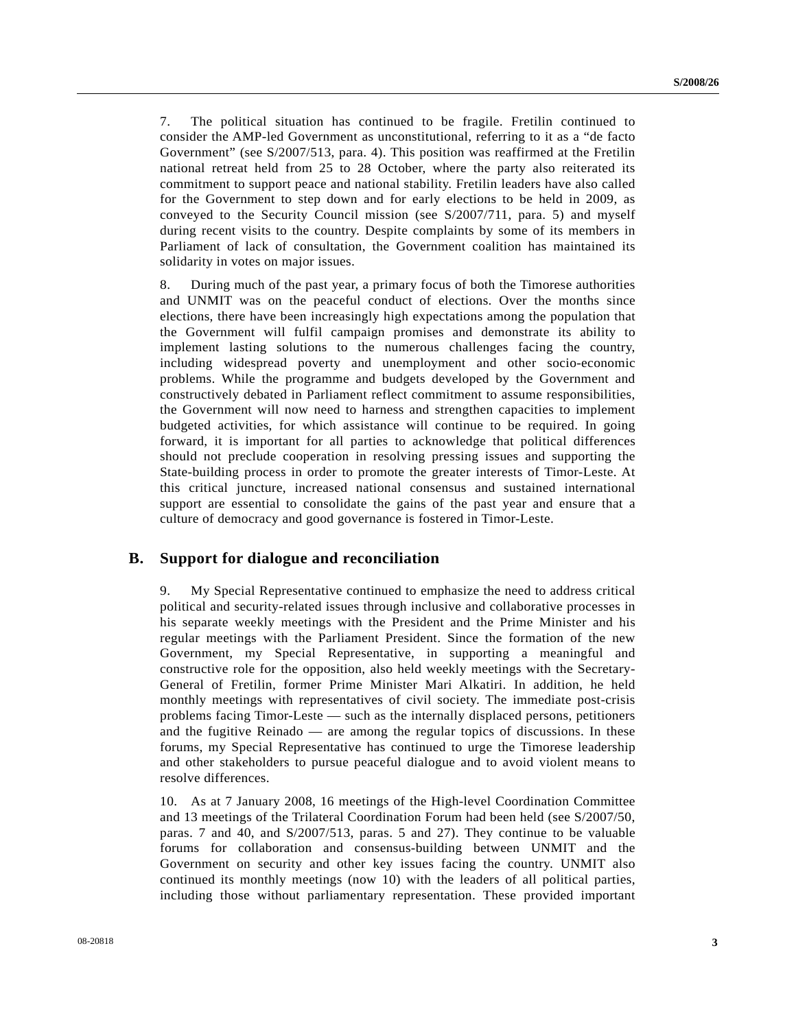7. The political situation has continued to be fragile. Fretilin continued to consider the AMP-led Government as unconstitutional, referring to it as a "de facto Government" (see S/2007/513, para. 4). This position was reaffirmed at the Fretilin national retreat held from 25 to 28 October, where the party also reiterated its commitment to support peace and national stability. Fretilin leaders have also called for the Government to step down and for early elections to be held in 2009, as conveyed to the Security Council mission (see S/2007/711, para. 5) and myself during recent visits to the country. Despite complaints by some of its members in Parliament of lack of consultation, the Government coalition has maintained its solidarity in votes on major issues.

8. During much of the past year, a primary focus of both the Timorese authorities and UNMIT was on the peaceful conduct of elections. Over the months since elections, there have been increasingly high expectations among the population that the Government will fulfil campaign promises and demonstrate its ability to implement lasting solutions to the numerous challenges facing the country, including widespread poverty and unemployment and other socio-economic problems. While the programme and budgets developed by the Government and constructively debated in Parliament reflect commitment to assume responsibilities, the Government will now need to harness and strengthen capacities to implement budgeted activities, for which assistance will continue to be required. In going forward, it is important for all parties to acknowledge that political differences should not preclude cooperation in resolving pressing issues and supporting the State-building process in order to promote the greater interests of Timor-Leste. At this critical juncture, increased national consensus and sustained international support are essential to consolidate the gains of the past year and ensure that a culture of democracy and good governance is fostered in Timor-Leste.

## B. Support for dialogue and reconciliation

9. My Special Representative continued to emphasize the need to address critical political and security-related issues through inclusive and collaborative processes in his separate weekly meetings with the President and the Prime Minister and his regular meetings with the Parliament President. Since the formation of the new Government, my Special Representative, in supporting a meaningful and constructive role for the opposition, also held weekly meetings with the Secretary-General of Fretilin, former Prime Minister Mari Alkatiri. In addition, he held monthly meetings with representatives of civil society. The immediate post-crisis problems facing Timor-Leste — such as the internally displaced persons, petitioners and the fugitive Reinado — are among the regular topics of discussions. In these forums, my Special Representative has continued to urge the Timorese leadership and other stakeholders to pursue peaceful dialogue and to avoid violent means to resolve differences.

10. As at 7 January 2008, 16 meetings of the High-level Coordination Committee and 13 meetings of the Trilateral Coordination Forum had been held (see S/2007/50, paras. 7 and 40, and S/2007/513, paras. 5 and 27). They continue to be valuable forums for collaboration and consensus-building between UNMIT and the Government on security and other key issues facing the country. UNMIT also continued its monthly meetings (now 10) with the leaders of all political parties, including those without parliamentary representation. These provided important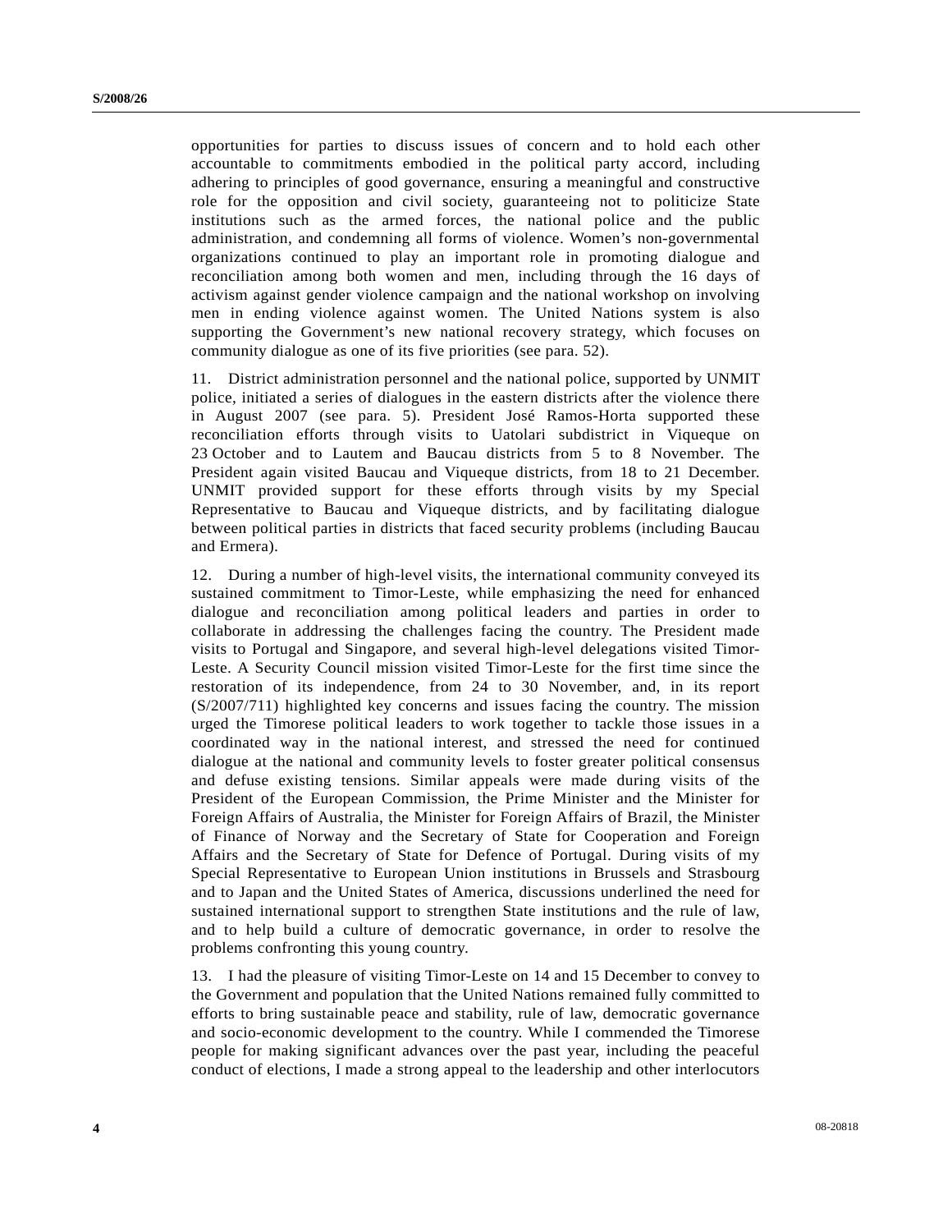opportunities for parties to discuss issues of concern and to hold each other accountable to commitments embodied in the political party accord, including adhering to principles of good governance, ensuring a meaningful and constructive role for the opposition and civil society, guaranteeing not to politicize State institutions such as the armed forces, the national police and the public administration, and condemning all forms of violence. Women's non-governmental organizations continued to play an important role in promoting dialogue and reconciliation among both women and men, including through the 16 days of activism against gender violence campaign and the national workshop on involving men in ending violence against women. The United Nations system is also supporting the Government's new national recovery strategy, which focuses on community dialogue as one of its five priorities (see para. 52).

11. District administration personnel and the national police, supported by UNMIT police, initiated a series of dialogues in the eastern districts after the violence there in August 2007 (see para. 5). President José Ramos-Horta supported these reconciliation efforts through visits to Uatolari subdistrict in Viqueque on 23 October and to Lautem and Baucau districts from 5 to 8 November. The President again visited Baucau and Viqueque districts, from 18 to 21 December. UNMIT provided support for these efforts through visits by my Special Representative to Baucau and Viqueque districts, and by facilitating dialogue between political parties in districts that faced security problems (including Baucau and Ermera).

12. During a number of high-level visits, the international community conveyed its sustained commitment to Timor-Leste, while emphasizing the need for enhanced dialogue and reconciliation among political leaders and parties in order to collaborate in addressing the challenges facing the country. The President made visits to Portugal and Singapore, and several high-level delegations visited Timor-Leste. A Security Council mission visited Timor-Leste for the first time since the restoration of its independence, from 24 to 30 November, and, in its report (S/2007/711) highlighted key concerns and issues facing the country. The mission urged the Timorese political leaders to work together to tackle those issues in a coordinated way in the national interest, and stressed the need for continued dialogue at the national and community levels to foster greater political consensus and defuse existing tensions. Similar appeals were made during visits of the President of the European Commission, the Prime Minister and the Minister for Foreign Affairs of Australia, the Minister for Foreign Affairs of Brazil, the Minister of Finance of Norway and the Secretary of State for Cooperation and Foreign Affairs and the Secretary of State for Defence of Portugal. During visits of my Special Representative to European Union institutions in Brussels and Strasbourg and to Japan and the United States of America, discussions underlined the need for sustained international support to strengthen State institutions and the rule of law, and to help build a culture of democratic governance, in order to resolve the problems confronting this young country.

13. I had the pleasure of visiting Timor-Leste on 14 and 15 December to convey to the Government and population that the United Nations remained fully committed to efforts to bring sustainable peace and stability, rule of law, democratic governance and socio-economic development to the country. While I commended the Timorese people for making significant advances over the past year, including the peaceful conduct of elections, I made a strong appeal to the leadership and other interlocutors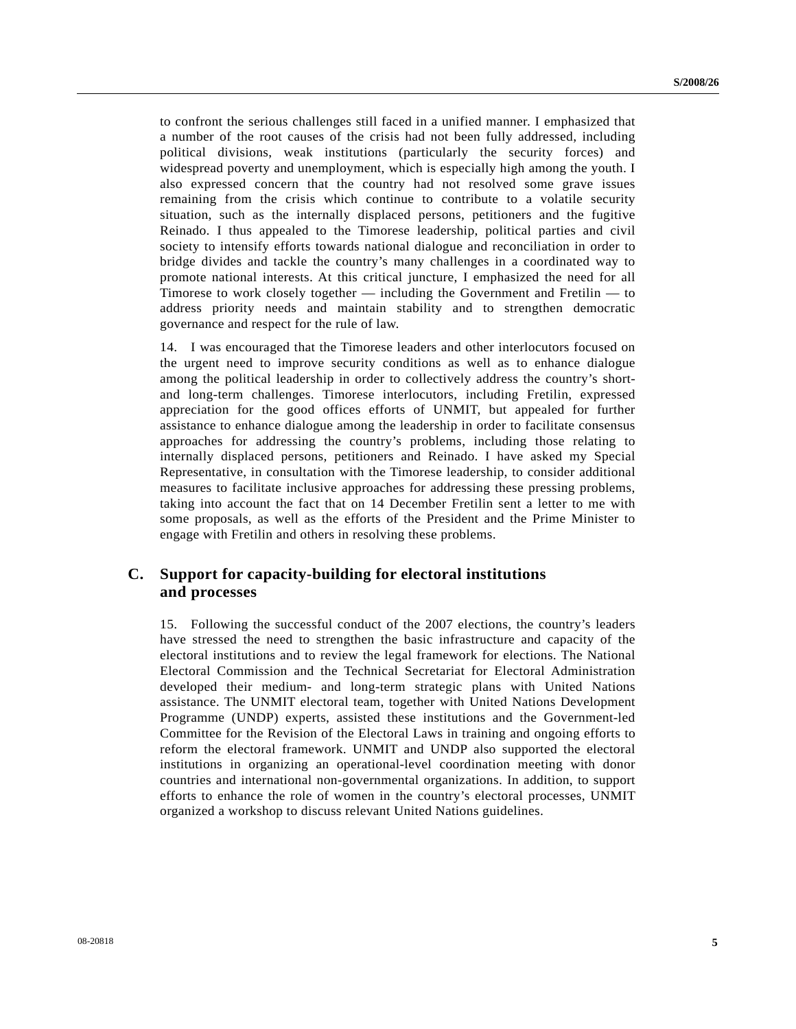to confront the serious challenges still faced in a unified manner. I emphasized that a number of the root causes of the crisis had not been fully addressed, including political divisions, weak institutions (particularly the security forces) and widespread poverty and unemployment, which is especially high among the youth. I also expressed concern that the country had not resolved some grave issues remaining from the crisis which continue to contribute to a volatile security situation, such as the internally displaced persons, petitioners and the fugitive Reinado. I thus appealed to the Timorese leadership, political parties and civil society to intensify efforts towards national dialogue and reconciliation in order to bridge divides and tackle the country's many challenges in a coordinated way to promote national interests. At this critical juncture, I emphasized the need for all Timorese to work closely together — including the Government and Fretilin — to address priority needs and maintain stability and to strengthen democratic governance and respect for the rule of law.

14. I was encouraged that the Timorese leaders and other interlocutors focused on the urgent need to improve security conditions as well as to enhance dialogue among the political leadership in order to collectively address the country's short- and long-term challenges. Timorese interlocutors, including Fretilin, expressed appreciation for the good offices efforts of UNMIT, but appealed for further assistance to enhance dialogue among the leadership in order to facilitate consensus approaches for addressing the country's problems, including those relating to internally displaced persons, petitioners and Reinado. I have asked my Special Representative, in consultation with the Timorese leadership, to consider additional measures to facilitate inclusive approaches for addressing these pressing problems, taking into account the fact that on 14 December Fretilin sent a letter to me with some proposals, as well as the efforts of the President and the Prime Minister to engage with Fretilin and others in resolving these problems.

## C. Support for capacity-building for electoral institutions and processes

15. Following the successful conduct of the 2007 elections, the country's leaders have stressed the need to strengthen the basic infrastructure and capacity of the electoral institutions and to review the legal framework for elections. The National Electoral Commission and the Technical Secretariat for Electoral Administration developed their medium- and long-term strategic plans with United Nations assistance. The UNMIT electoral team, together with United Nations Development Programme (UNDP) experts, assisted these institutions and the Government-led Committee for the Revision of the Electoral Laws in training and ongoing efforts to reform the electoral framework. UNMIT and UNDP also supported the electoral institutions in organizing an operational-level coordination meeting with donor countries and international non-governmental organizations. In addition, to support efforts to enhance the role of women in the country's electoral processes, UNMIT organized a workshop to discuss relevant United Nations guidelines.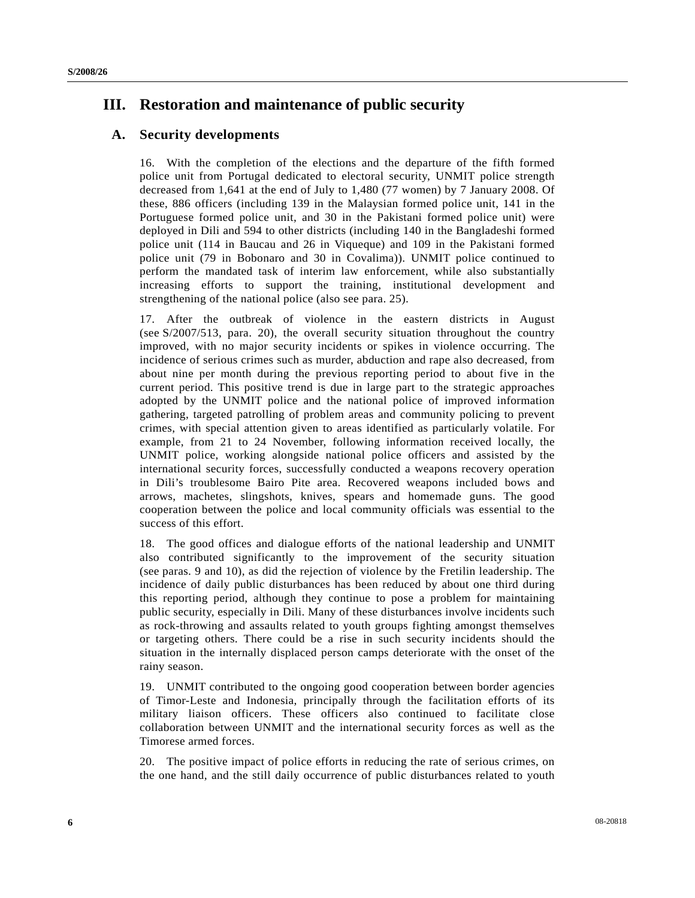# III. Restoration and maintenance of public security

## A. Security developments

16. With the completion of the elections and the departure of the fifth formed police unit from Portugal dedicated to electoral security, UNMIT police strength decreased from 1,641 at the end of July to 1,480 (77 women) by 7 January 2008. Of these, 886 officers (including 139 in the Malaysian formed police unit, 141 in the Portuguese formed police unit, and 30 in the Pakistani formed police unit) were deployed in Dili and 594 to other districts (including 140 in the Bangladeshi formed police unit (114 in Baucau and 26 in Viqueque) and 109 in the Pakistani formed police unit (79 in Bobonaro and 30 in Covalima)). UNMIT police continued to perform the mandated task of interim law enforcement, while also substantially increasing efforts to support the training, institutional development and strengthening of the national police (also see para. 25).

17. After the outbreak of violence in the eastern districts in August (see S/2007/513, para. 20), the overall security situation throughout the country improved, with no major security incidents or spikes in violence occurring. The incidence of serious crimes such as murder, abduction and rape also decreased, from about nine per month during the previous reporting period to about five in the current period. This positive trend is due in large part to the strategic approaches adopted by the UNMIT police and the national police of improved information gathering, targeted patrolling of problem areas and community policing to prevent crimes, with special attention given to areas identified as particularly volatile. For example, from 21 to 24 November, following information received locally, the UNMIT police, working alongside national police officers and assisted by the international security forces, successfully conducted a weapons recovery operation in Dili's troublesome Bairo Pite area. Recovered weapons included bows and arrows, machetes, slingshots, knives, spears and homemade guns. The good cooperation between the police and local community officials was essential to the success of this effort.

18. The good offices and dialogue efforts of the national leadership and UNMIT also contributed significantly to the improvement of the security situation (see paras. 9 and 10), as did the rejection of violence by the Fretilin leadership. The incidence of daily public disturbances has been reduced by about one third during this reporting period, although they continue to pose a problem for maintaining public security, especially in Dili. Many of these disturbances involve incidents such as rock-throwing and assaults related to youth groups fighting amongst themselves or targeting others. There could be a rise in such security incidents should the situation in the internally displaced person camps deteriorate with the onset of the rainy season.

19. UNMIT contributed to the ongoing good cooperation between border agencies of Timor-Leste and Indonesia, principally through the facilitation efforts of its military liaison officers. These officers also continued to facilitate close collaboration between UNMIT and the international security forces as well as the Timorese armed forces.

20. The positive impact of police efforts in reducing the rate of serious crimes, on the one hand, and the still daily occurrence of public disturbances related to youth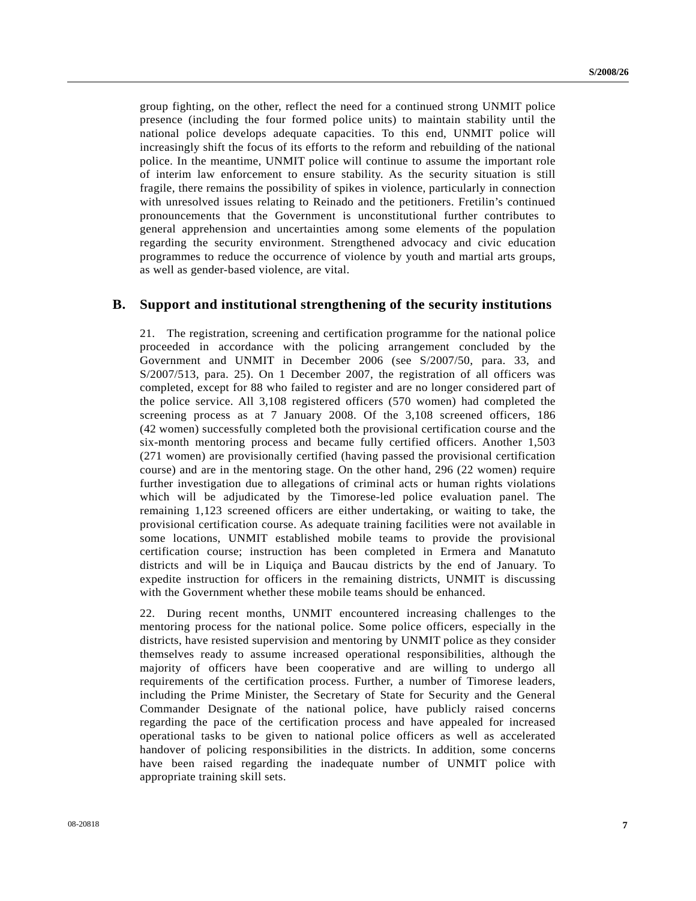group fighting, on the other, reflect the need for a continued strong UNMIT police presence (including the four formed police units) to maintain stability until the national police develops adequate capacities. To this end, UNMIT police will increasingly shift the focus of its efforts to the reform and rebuilding of the national police. In the meantime, UNMIT police will continue to assume the important role of interim law enforcement to ensure stability. As the security situation is still fragile, there remains the possibility of spikes in violence, particularly in connection with unresolved issues relating to Reinado and the petitioners. Fretilin's continued pronouncements that the Government is unconstitutional further contributes to general apprehension and uncertainties among some elements of the population regarding the security environment. Strengthened advocacy and civic education programmes to reduce the occurrence of violence by youth and martial arts groups, as well as gender-based violence, are vital.

## B. Support and institutional strengthening of the security institutions

21. The registration, screening and certification programme for the national police proceeded in accordance with the policing arrangement concluded by the Government and UNMIT in December 2006 (see S/2007/50, para. 33, and S/2007/513, para. 25). On 1 December 2007, the registration of all officers was completed, except for 88 who failed to register and are no longer considered part of the police service. All 3,108 registered officers (570 women) had completed the screening process as at 7 January 2008. Of the 3,108 screened officers, 186 (42 women) successfully completed both the provisional certification course and the six-month mentoring process and became fully certified officers. Another 1,503 (271 women) are provisionally certified (having passed the provisional certification course) and are in the mentoring stage. On the other hand, 296 (22 women) require further investigation due to allegations of criminal acts or human rights violations which will be adjudicated by the Timorese-led police evaluation panel. The remaining 1,123 screened officers are either undertaking, or waiting to take, the provisional certification course. As adequate training facilities were not available in some locations, UNMIT established mobile teams to provide the provisional certification course; instruction has been completed in Ermera and Manatuto districts and will be in Liquiça and Baucau districts by the end of January. To expedite instruction for officers in the remaining districts, UNMIT is discussing with the Government whether these mobile teams should be enhanced.

22. During recent months, UNMIT encountered increasing challenges to the mentoring process for the national police. Some police officers, especially in the districts, have resisted supervision and mentoring by UNMIT police as they consider themselves ready to assume increased operational responsibilities, although the majority of officers have been cooperative and are willing to undergo all requirements of the certification process. Further, a number of Timorese leaders, including the Prime Minister, the Secretary of State for Security and the General Commander Designate of the national police, have publicly raised concerns regarding the pace of the certification process and have appealed for increased operational tasks to be given to national police officers as well as accelerated handover of policing responsibilities in the districts. In addition, some concerns have been raised regarding the inadequate number of UNMIT police with appropriate training skill sets.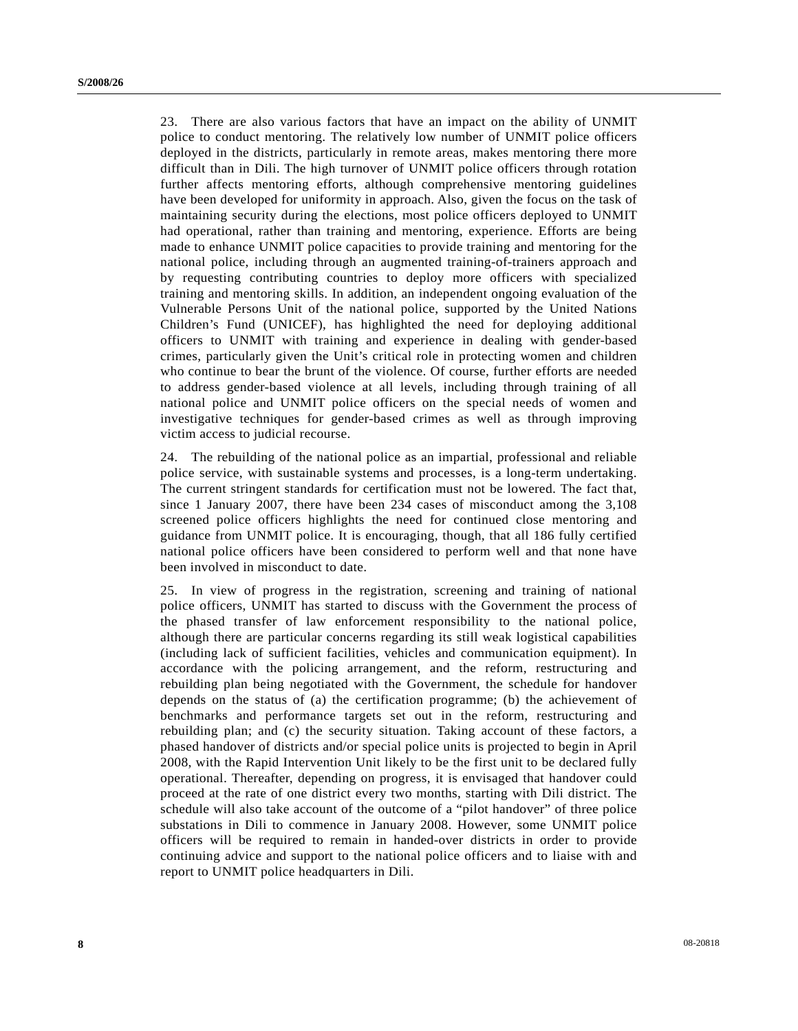23. There are also various factors that have an impact on the ability of UNMIT police to conduct mentoring. The relatively low number of UNMIT police officers deployed in the districts, particularly in remote areas, makes mentoring there more difficult than in Dili. The high turnover of UNMIT police officers through rotation further affects mentoring efforts, although comprehensive mentoring guidelines have been developed for uniformity in approach. Also, given the focus on the task of maintaining security during the elections, most police officers deployed to UNMIT had operational, rather than training and mentoring, experience. Efforts are being made to enhance UNMIT police capacities to provide training and mentoring for the national police, including through an augmented training-of-trainers approach and by requesting contributing countries to deploy more officers with specialized training and mentoring skills. In addition, an independent ongoing evaluation of the Vulnerable Persons Unit of the national police, supported by the United Nations Children's Fund (UNICEF), has highlighted the need for deploying additional officers to UNMIT with training and experience in dealing with gender-based crimes, particularly given the Unit's critical role in protecting women and children who continue to bear the brunt of the violence. Of course, further efforts are needed to address gender-based violence at all levels, including through training of all national police and UNMIT police officers on the special needs of women and investigative techniques for gender-based crimes as well as through improving victim access to judicial recourse.

24. The rebuilding of the national police as an impartial, professional and reliable police service, with sustainable systems and processes, is a long-term undertaking. The current stringent standards for certification must not be lowered. The fact that, since 1 January 2007, there have been 234 cases of misconduct among the 3,108 screened police officers highlights the need for continued close mentoring and guidance from UNMIT police. It is encouraging, though, that all 186 fully certified national police officers have been considered to perform well and that none have been involved in misconduct to date.

25. In view of progress in the registration, screening and training of national police officers, UNMIT has started to discuss with the Government the process of the phased transfer of law enforcement responsibility to the national police, although there are particular concerns regarding its still weak logistical capabilities (including lack of sufficient facilities, vehicles and communication equipment). In accordance with the policing arrangement, and the reform, restructuring and rebuilding plan being negotiated with the Government, the schedule for handover depends on the status of (a) the certification programme; (b) the achievement of benchmarks and performance targets set out in the reform, restructuring and rebuilding plan; and (c) the security situation. Taking account of these factors, a phased handover of districts and/or special police units is projected to begin in April 2008, with the Rapid Intervention Unit likely to be the first unit to be declared fully operational. Thereafter, depending on progress, it is envisaged that handover could proceed at the rate of one district every two months, starting with Dili district. The schedule will also take account of the outcome of a "pilot handover" of three police substations in Dili to commence in January 2008. However, some UNMIT police officers will be required to remain in handed-over districts in order to provide continuing advice and support to the national police officers and to liaise with and report to UNMIT police headquarters in Dili.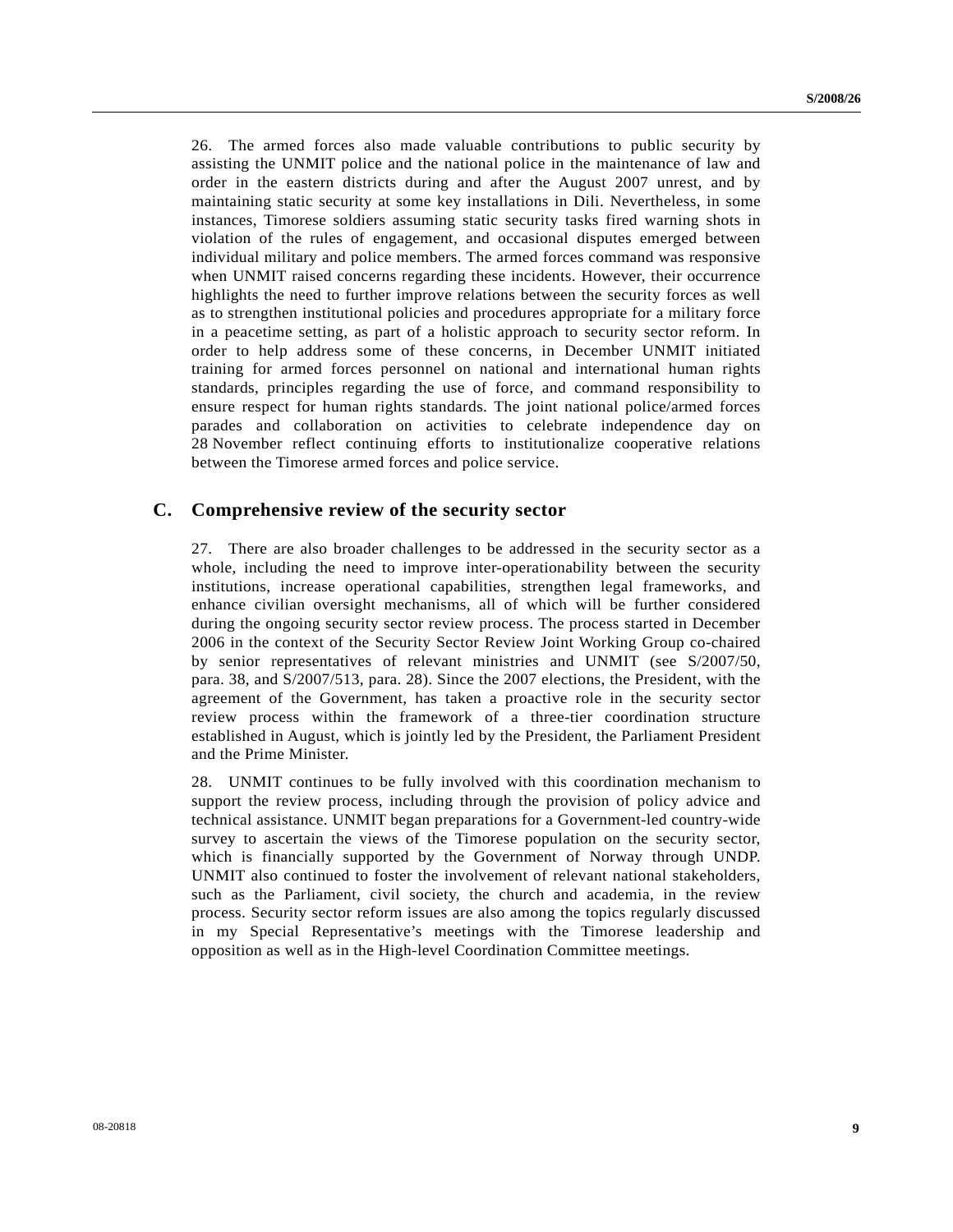26. The armed forces also made valuable contributions to public security by assisting the UNMIT police and the national police in the maintenance of law and order in the eastern districts during and after the August 2007 unrest, and by maintaining static security at some key installations in Dili. Nevertheless, in some instances, Timorese soldiers assuming static security tasks fired warning shots in violation of the rules of engagement, and occasional disputes emerged between individual military and police members. The armed forces command was responsive when UNMIT raised concerns regarding these incidents. However, their occurrence highlights the need to further improve relations between the security forces as well as to strengthen institutional policies and procedures appropriate for a military force in a peacetime setting, as part of a holistic approach to security sector reform. In order to help address some of these concerns, in December UNMIT initiated training for armed forces personnel on national and international human rights standards, principles regarding the use of force, and command responsibility to ensure respect for human rights standards. The joint national police/armed forces parades and collaboration on activities to celebrate independence day on 28 November reflect continuing efforts to institutionalize cooperative relations between the Timorese armed forces and police service.

## C. Comprehensive review of the security sector

27. There are also broader challenges to be addressed in the security sector as a whole, including the need to improve inter-operationability between the security institutions, increase operational capabilities, strengthen legal frameworks, and enhance civilian oversight mechanisms, all of which will be further considered during the ongoing security sector review process. The process started in December 2006 in the context of the Security Sector Review Joint Working Group co-chaired by senior representatives of relevant ministries and UNMIT (see S/2007/50, para. 38, and S/2007/513, para. 28). Since the 2007 elections, the President, with the agreement of the Government, has taken a proactive role in the security sector review process within the framework of a three-tier coordination structure established in August, which is jointly led by the President, the Parliament President and the Prime Minister.

28. UNMIT continues to be fully involved with this coordination mechanism to support the review process, including through the provision of policy advice and technical assistance. UNMIT began preparations for a Government-led country-wide survey to ascertain the views of the Timorese population on the security sector, which is financially supported by the Government of Norway through UNDP. UNMIT also continued to foster the involvement of relevant national stakeholders, such as the Parliament, civil society, the church and academia, in the review process. Security sector reform issues are also among the topics regularly discussed in my Special Representative's meetings with the Timorese leadership and opposition as well as in the High-level Coordination Committee meetings.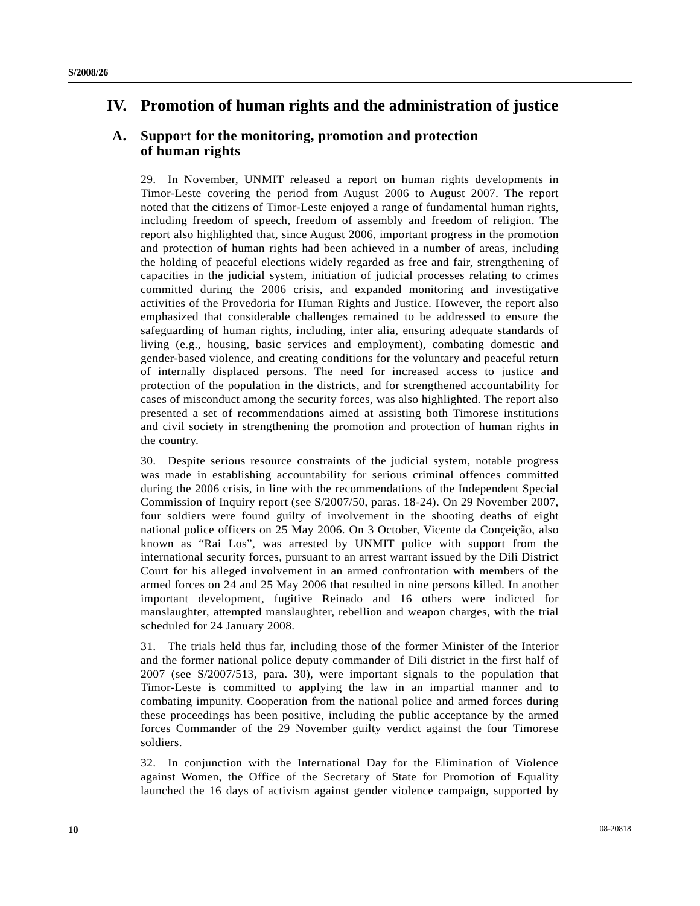# IV. Promotion of human rights and the administration of justice

## A. Support for the monitoring, promotion and protection of human rights

29. In November, UNMIT released a report on human rights developments in Timor-Leste covering the period from August 2006 to August 2007. The report noted that the citizens of Timor-Leste enjoyed a range of fundamental human rights, including freedom of speech, freedom of assembly and freedom of religion. The report also highlighted that, since August 2006, important progress in the promotion and protection of human rights had been achieved in a number of areas, including the holding of peaceful elections widely regarded as free and fair, strengthening of capacities in the judicial system, initiation of judicial processes relating to crimes committed during the 2006 crisis, and expanded monitoring and investigative activities of the Provedoria for Human Rights and Justice. However, the report also emphasized that considerable challenges remained to be addressed to ensure the safeguarding of human rights, including, inter alia, ensuring adequate standards of living (e.g., housing, basic services and employment), combating domestic and gender-based violence, and creating conditions for the voluntary and peaceful return of internally displaced persons. The need for increased access to justice and protection of the population in the districts, and for strengthened accountability for cases of misconduct among the security forces, was also highlighted. The report also presented a set of recommendations aimed at assisting both Timorese institutions and civil society in strengthening the promotion and protection of human rights in the country.

30. Despite serious resource constraints of the judicial system, notable progress was made in establishing accountability for serious criminal offences committed during the 2006 crisis, in line with the recommendations of the Independent Special Commission of Inquiry report (see S/2007/50, paras. 18-24). On 29 November 2007, four soldiers were found guilty of involvement in the shooting deaths of eight national police officers on 25 May 2006. On 3 October, Vicente da Conçeição, also known as "Rai Los", was arrested by UNMIT police with support from the international security forces, pursuant to an arrest warrant issued by the Dili District Court for his alleged involvement in an armed confrontation with members of the armed forces on 24 and 25 May 2006 that resulted in nine persons killed. In another important development, fugitive Reinado and 16 others were indicted for manslaughter, attempted manslaughter, rebellion and weapon charges, with the trial scheduled for 24 January 2008.

31. The trials held thus far, including those of the former Minister of the Interior and the former national police deputy commander of Dili district in the first half of 2007 (see S/2007/513, para. 30), were important signals to the population that Timor-Leste is committed to applying the law in an impartial manner and to combating impunity. Cooperation from the national police and armed forces during these proceedings has been positive, including the public acceptance by the armed forces Commander of the 29 November guilty verdict against the four Timorese soldiers.

32. In conjunction with the International Day for the Elimination of Violence against Women, the Office of the Secretary of State for Promotion of Equality launched the 16 days of activism against gender violence campaign, supported by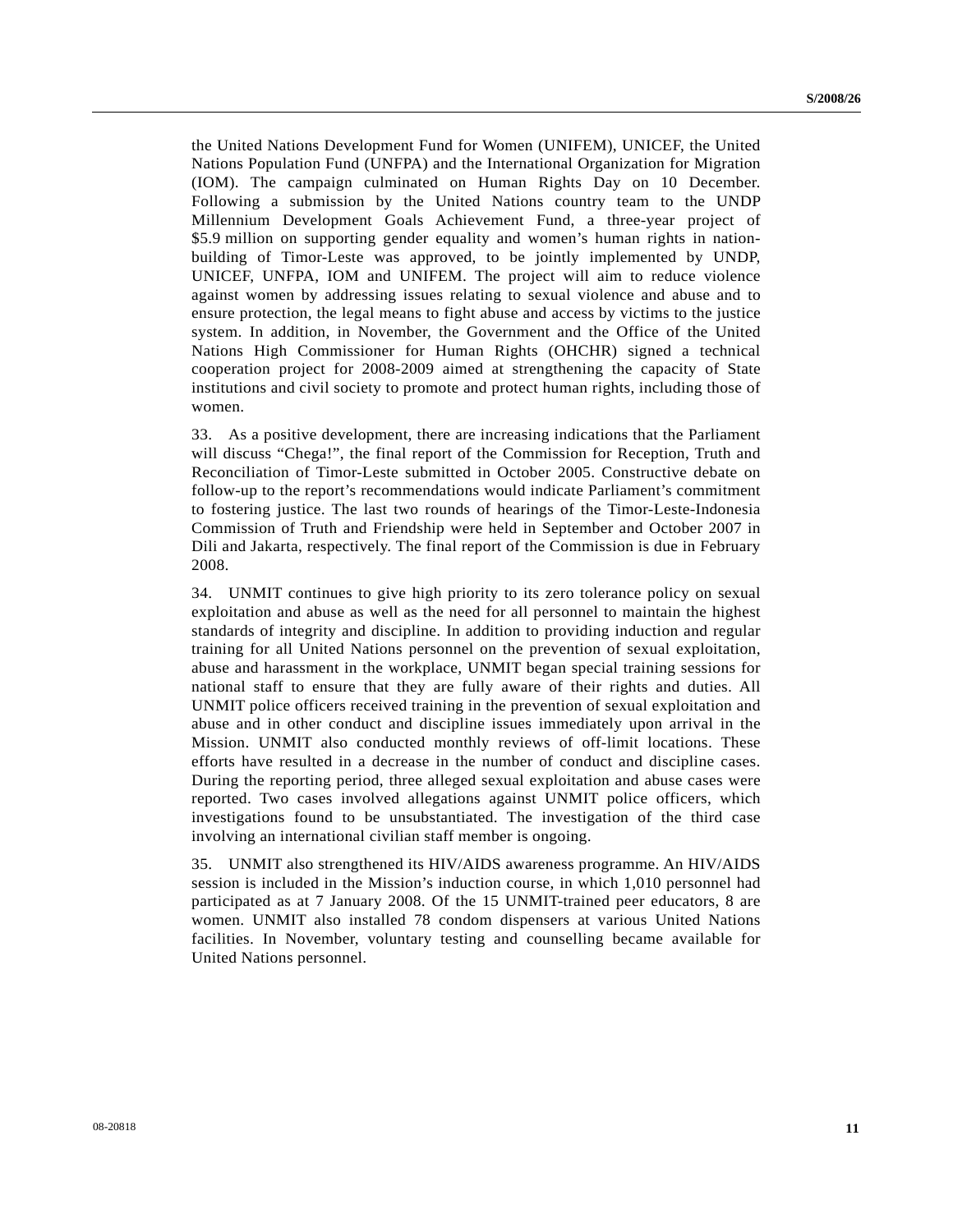the United Nations Development Fund for Women (UNIFEM), UNICEF, the United Nations Population Fund (UNFPA) and the International Organization for Migration (IOM). The campaign culminated on Human Rights Day on 10 December. Following a submission by the United Nations country team to the UNDP Millennium Development Goals Achievement Fund, a three-year project of $5.9 million on supporting gender equality and women's human rights in nation-building of Timor-Leste was approved, to be jointly implemented by UNDP, UNICEF, UNFPA, IOM and UNIFEM. The project will aim to reduce violence against women by addressing issues relating to sexual violence and abuse and to ensure protection, the legal means to fight abuse and access by victims to the justice system. In addition, in November, the Government and the Office of the United Nations High Commissioner for Human Rights (OHCHR) signed a technical cooperation project for 2008-2009 aimed at strengthening the capacity of State institutions and civil society to promote and protect human rights, including those of women.

33. As a positive development, there are increasing indications that the Parliament will discuss "Chega!", the final report of the Commission for Reception, Truth and Reconciliation of Timor-Leste submitted in October 2005. Constructive debate on follow-up to the report's recommendations would indicate Parliament's commitment to fostering justice. The last two rounds of hearings of the Timor-Leste-Indonesia Commission of Truth and Friendship were held in September and October 2007 in Dili and Jakarta, respectively. The final report of the Commission is due in February 2008.

34. UNMIT continues to give high priority to its zero tolerance policy on sexual exploitation and abuse as well as the need for all personnel to maintain the highest standards of integrity and discipline. In addition to providing induction and regular training for all United Nations personnel on the prevention of sexual exploitation, abuse and harassment in the workplace, UNMIT began special training sessions for national staff to ensure that they are fully aware of their rights and duties. All UNMIT police officers received training in the prevention of sexual exploitation and abuse and in other conduct and discipline issues immediately upon arrival in the Mission. UNMIT also conducted monthly reviews of off-limit locations. These efforts have resulted in a decrease in the number of conduct and discipline cases. During the reporting period, three alleged sexual exploitation and abuse cases were reported. Two cases involved allegations against UNMIT police officers, which investigations found to be unsubstantiated. The investigation of the third case involving an international civilian staff member is ongoing.

35. UNMIT also strengthened its HIV/AIDS awareness programme. An HIV/AIDS session is included in the Mission's induction course, in which 1,010 personnel had participated as at 7 January 2008. Of the 15 UNMIT-trained peer educators, 8 are women. UNMIT also installed 78 condom dispensers at various United Nations facilities. In November, voluntary testing and counselling became available for United Nations personnel.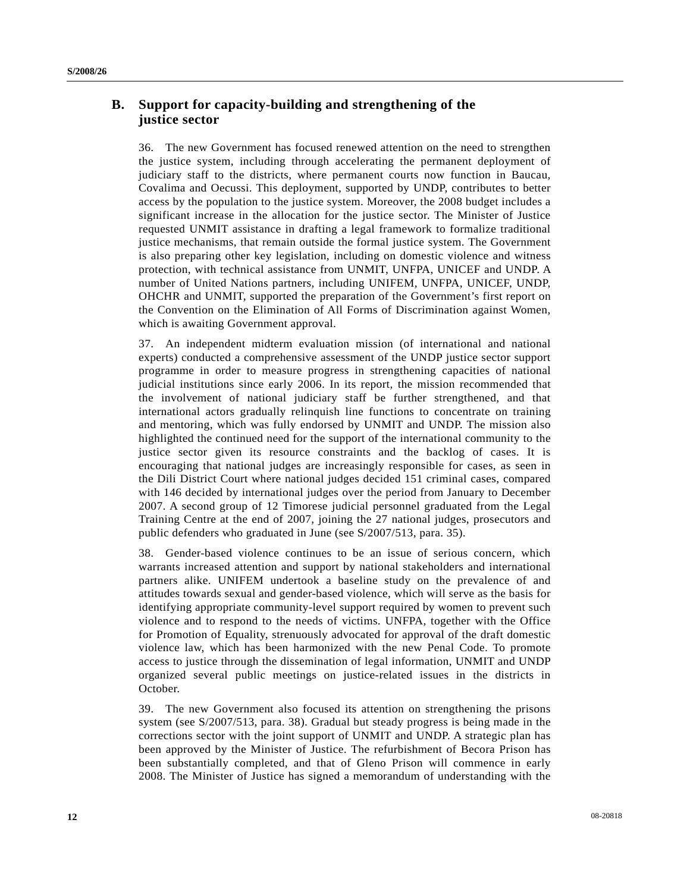## B. Support for capacity-building and strengthening of the justice sector

36. The new Government has focused renewed attention on the need to strengthen the justice system, including through accelerating the permanent deployment of judiciary staff to the districts, where permanent courts now function in Baucau, Covalima and Oecussi. This deployment, supported by UNDP, contributes to better access by the population to the justice system. Moreover, the 2008 budget includes a significant increase in the allocation for the justice sector. The Minister of Justice requested UNMIT assistance in drafting a legal framework to formalize traditional justice mechanisms, that remain outside the formal justice system. The Government is also preparing other key legislation, including on domestic violence and witness protection, with technical assistance from UNMIT, UNFPA, UNICEF and UNDP. A number of United Nations partners, including UNIFEM, UNFPA, UNICEF, UNDP, OHCHR and UNMIT, supported the preparation of the Government's first report on the Convention on the Elimination of All Forms of Discrimination against Women, which is awaiting Government approval.

37. An independent midterm evaluation mission (of international and national experts) conducted a comprehensive assessment of the UNDP justice sector support programme in order to measure progress in strengthening capacities of national judicial institutions since early 2006. In its report, the mission recommended that the involvement of national judiciary staff be further strengthened, and that international actors gradually relinquish line functions to concentrate on training and mentoring, which was fully endorsed by UNMIT and UNDP. The mission also highlighted the continued need for the support of the international community to the justice sector given its resource constraints and the backlog of cases. It is encouraging that national judges are increasingly responsible for cases, as seen in the Dili District Court where national judges decided 151 criminal cases, compared with 146 decided by international judges over the period from January to December 2007. A second group of 12 Timorese judicial personnel graduated from the Legal Training Centre at the end of 2007, joining the 27 national judges, prosecutors and public defenders who graduated in June (see S/2007/513, para. 35).

38. Gender-based violence continues to be an issue of serious concern, which warrants increased attention and support by national stakeholders and international partners alike. UNIFEM undertook a baseline study on the prevalence of and attitudes towards sexual and gender-based violence, which will serve as the basis for identifying appropriate community-level support required by women to prevent such violence and to respond to the needs of victims. UNFPA, together with the Office for Promotion of Equality, strenuously advocated for approval of the draft domestic violence law, which has been harmonized with the new Penal Code. To promote access to justice through the dissemination of legal information, UNMIT and UNDP organized several public meetings on justice-related issues in the districts in October.

39. The new Government also focused its attention on strengthening the prisons system (see S/2007/513, para. 38). Gradual but steady progress is being made in the corrections sector with the joint support of UNMIT and UNDP. A strategic plan has been approved by the Minister of Justice. The refurbishment of Becora Prison has been substantially completed, and that of Gleno Prison will commence in early 2008. The Minister of Justice has signed a memorandum of understanding with the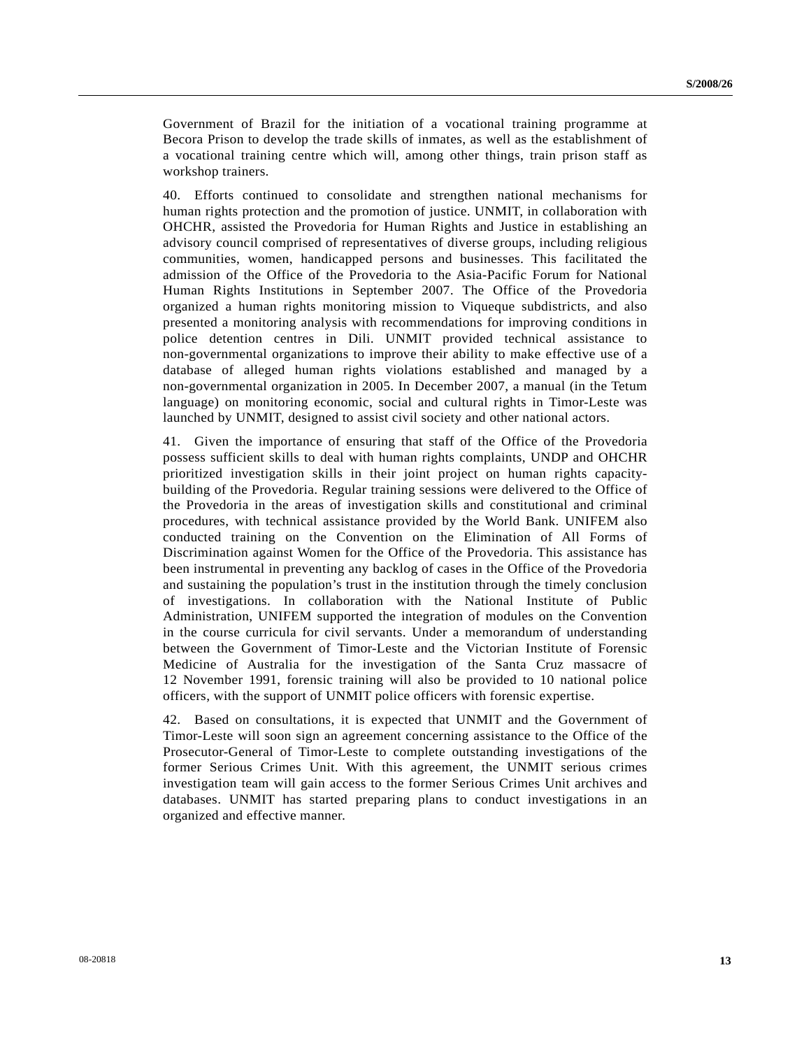Government of Brazil for the initiation of a vocational training programme at Becora Prison to develop the trade skills of inmates, as well as the establishment of a vocational training centre which will, among other things, train prison staff as workshop trainers.

40. Efforts continued to consolidate and strengthen national mechanisms for human rights protection and the promotion of justice. UNMIT, in collaboration with OHCHR, assisted the Provedoria for Human Rights and Justice in establishing an advisory council comprised of representatives of diverse groups, including religious communities, women, handicapped persons and businesses. This facilitated the admission of the Office of the Provedoria to the Asia-Pacific Forum for National Human Rights Institutions in September 2007. The Office of the Provedoria organized a human rights monitoring mission to Viqueque subdistricts, and also presented a monitoring analysis with recommendations for improving conditions in police detention centres in Dili. UNMIT provided technical assistance to non-governmental organizations to improve their ability to make effective use of a database of alleged human rights violations established and managed by a non-governmental organization in 2005. In December 2007, a manual (in the Tetum language) on monitoring economic, social and cultural rights in Timor-Leste was launched by UNMIT, designed to assist civil society and other national actors.

41. Given the importance of ensuring that staff of the Office of the Provedoria possess sufficient skills to deal with human rights complaints, UNDP and OHCHR prioritized investigation skills in their joint project on human rights capacity-building of the Provedoria. Regular training sessions were delivered to the Office of the Provedoria in the areas of investigation skills and constitutional and criminal procedures, with technical assistance provided by the World Bank. UNIFEM also conducted training on the Convention on the Elimination of All Forms of Discrimination against Women for the Office of the Provedoria. This assistance has been instrumental in preventing any backlog of cases in the Office of the Provedoria and sustaining the population's trust in the institution through the timely conclusion of investigations. In collaboration with the National Institute of Public Administration, UNIFEM supported the integration of modules on the Convention in the course curricula for civil servants. Under a memorandum of understanding between the Government of Timor-Leste and the Victorian Institute of Forensic Medicine of Australia for the investigation of the Santa Cruz massacre of 12 November 1991, forensic training will also be provided to 10 national police officers, with the support of UNMIT police officers with forensic expertise.

42. Based on consultations, it is expected that UNMIT and the Government of Timor-Leste will soon sign an agreement concerning assistance to the Office of the Prosecutor-General of Timor-Leste to complete outstanding investigations of the former Serious Crimes Unit. With this agreement, the UNMIT serious crimes investigation team will gain access to the former Serious Crimes Unit archives and databases. UNMIT has started preparing plans to conduct investigations in an organized and effective manner.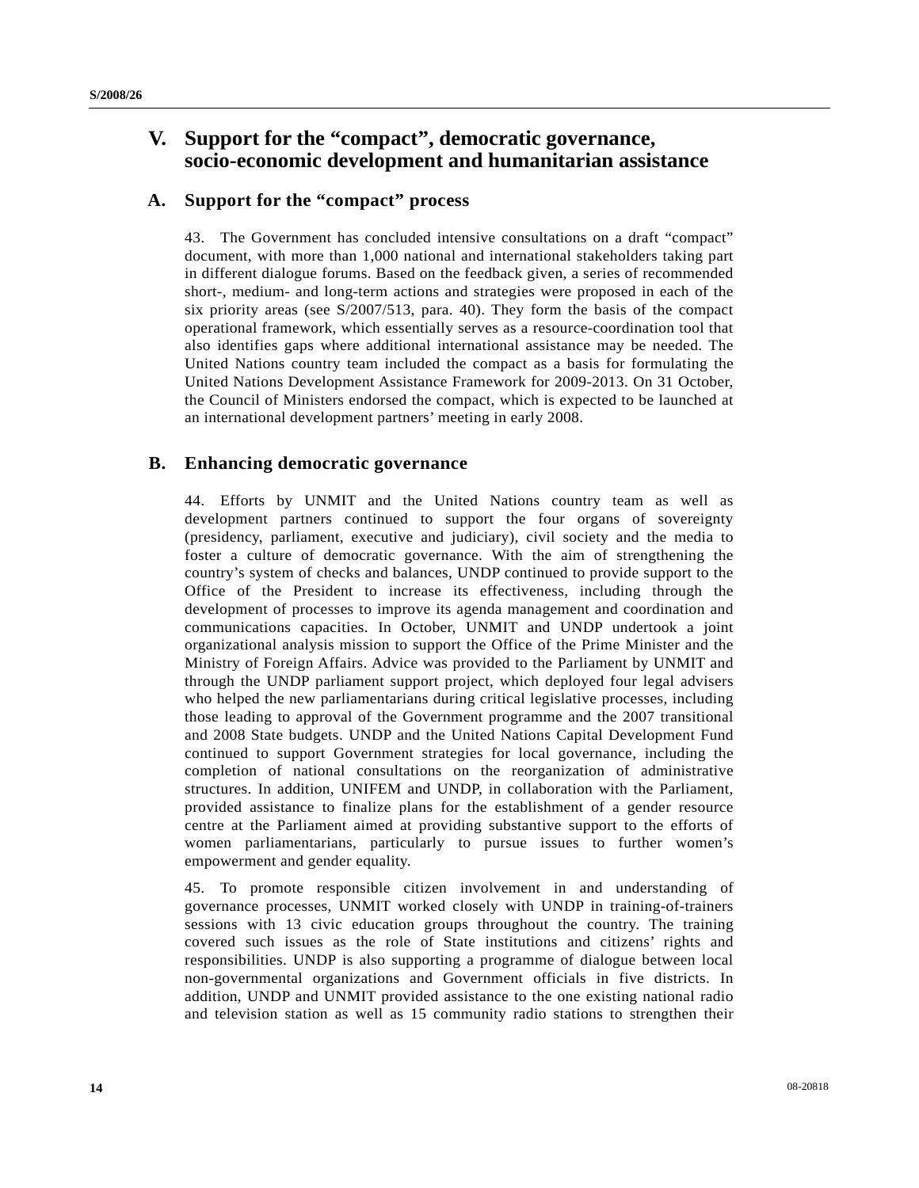# V. Support for the "compact", democratic governance, socio-economic development and humanitarian assistance

## A. Support for the "compact" process

43. The Government has concluded intensive consultations on a draft "compact" document, with more than 1,000 national and international stakeholders taking part in different dialogue forums. Based on the feedback given, a series of recommended short-, medium- and long-term actions and strategies were proposed in each of the six priority areas (see S/2007/513, para. 40). They form the basis of the compact operational framework, which essentially serves as a resource-coordination tool that also identifies gaps where additional international assistance may be needed. The United Nations country team included the compact as a basis for formulating the United Nations Development Assistance Framework for 2009-2013. On 31 October, the Council of Ministers endorsed the compact, which is expected to be launched at an international development partners' meeting in early 2008.

## B. Enhancing democratic governance

44. Efforts by UNMIT and the United Nations country team as well as development partners continued to support the four organs of sovereignty (presidency, parliament, executive and judiciary), civil society and the media to foster a culture of democratic governance. With the aim of strengthening the country's system of checks and balances, UNDP continued to provide support to the Office of the President to increase its effectiveness, including through the development of processes to improve its agenda management and coordination and communications capacities. In October, UNMIT and UNDP undertook a joint organizational analysis mission to support the Office of the Prime Minister and the Ministry of Foreign Affairs. Advice was provided to the Parliament by UNMIT and through the UNDP parliament support project, which deployed four legal advisers who helped the new parliamentarians during critical legislative processes, including those leading to approval of the Government programme and the 2007 transitional and 2008 State budgets. UNDP and the United Nations Capital Development Fund continued to support Government strategies for local governance, including the completion of national consultations on the reorganization of administrative structures. In addition, UNIFEM and UNDP, in collaboration with the Parliament, provided assistance to finalize plans for the establishment of a gender resource centre at the Parliament aimed at providing substantive support to the efforts of women parliamentarians, particularly to pursue issues to further women's empowerment and gender equality.

45. To promote responsible citizen involvement in and understanding of governance processes, UNMIT worked closely with UNDP in training-of-trainers sessions with 13 civic education groups throughout the country. The training covered such issues as the role of State institutions and citizens' rights and responsibilities. UNDP is also supporting a programme of dialogue between local non-governmental organizations and Government officials in five districts. In addition, UNDP and UNMIT provided assistance to the one existing national radio and television station as well as 15 community radio stations to strengthen their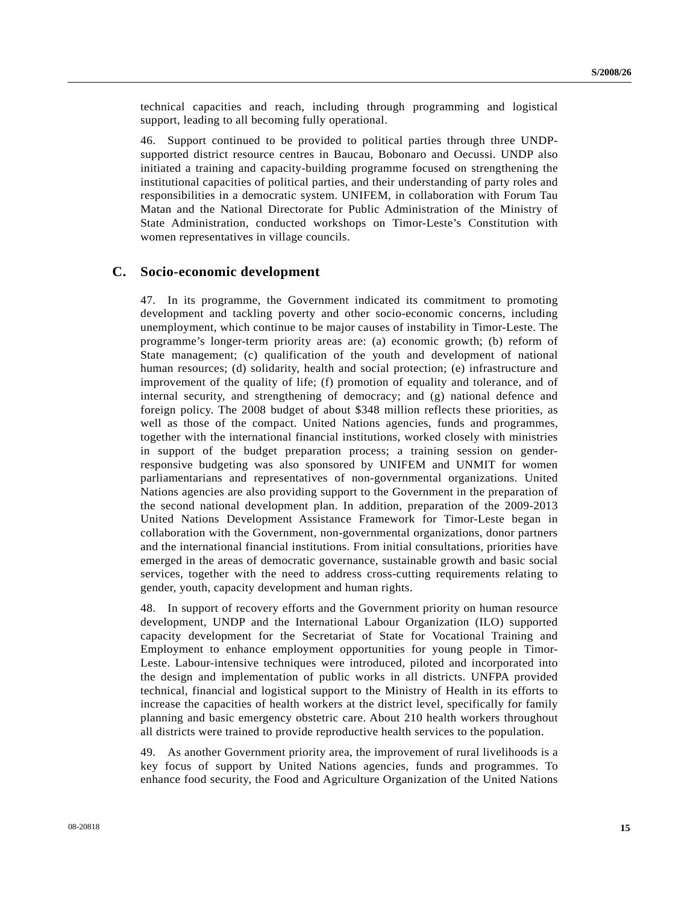technical capacities and reach, including through programming and logistical support, leading to all becoming fully operational.

46. Support continued to be provided to political parties through three UNDP-supported district resource centres in Baucau, Bobonaro and Oecussi. UNDP also initiated a training and capacity-building programme focused on strengthening the institutional capacities of political parties, and their understanding of party roles and responsibilities in a democratic system. UNIFEM, in collaboration with Forum Tau Matan and the National Directorate for Public Administration of the Ministry of State Administration, conducted workshops on Timor-Leste's Constitution with women representatives in village councils.

## C. Socio-economic development

47. In its programme, the Government indicated its commitment to promoting development and tackling poverty and other socio-economic concerns, including unemployment, which continue to be major causes of instability in Timor-Leste. The programme's longer-term priority areas are: (a) economic growth; (b) reform of State management; (c) qualification of the youth and development of national human resources; (d) solidarity, health and social protection; (e) infrastructure and improvement of the quality of life; (f) promotion of equality and tolerance, and of internal security, and strengthening of democracy; and (g) national defence and foreign policy. The 2008 budget of about $348 million reflects these priorities, as well as those of the compact. United Nations agencies, funds and programmes, together with the international financial institutions, worked closely with ministries in support of the budget preparation process; a training session on gender-responsive budgeting was also sponsored by UNIFEM and UNMIT for women parliamentarians and representatives of non-governmental organizations. United Nations agencies are also providing support to the Government in the preparation of the second national development plan. In addition, preparation of the 2009-2013 United Nations Development Assistance Framework for Timor-Leste began in collaboration with the Government, non-governmental organizations, donor partners and the international financial institutions. From initial consultations, priorities have emerged in the areas of democratic governance, sustainable growth and basic social services, together with the need to address cross-cutting requirements relating to gender, youth, capacity development and human rights.

48. In support of recovery efforts and the Government priority on human resource development, UNDP and the International Labour Organization (ILO) supported capacity development for the Secretariat of State for Vocational Training and Employment to enhance employment opportunities for young people in Timor-Leste. Labour-intensive techniques were introduced, piloted and incorporated into the design and implementation of public works in all districts. UNFPA provided technical, financial and logistical support to the Ministry of Health in its efforts to increase the capacities of health workers at the district level, specifically for family planning and basic emergency obstetric care. About 210 health workers throughout all districts were trained to provide reproductive health services to the population.

49. As another Government priority area, the improvement of rural livelihoods is a key focus of support by United Nations agencies, funds and programmes. To enhance food security, the Food and Agriculture Organization of the United Nations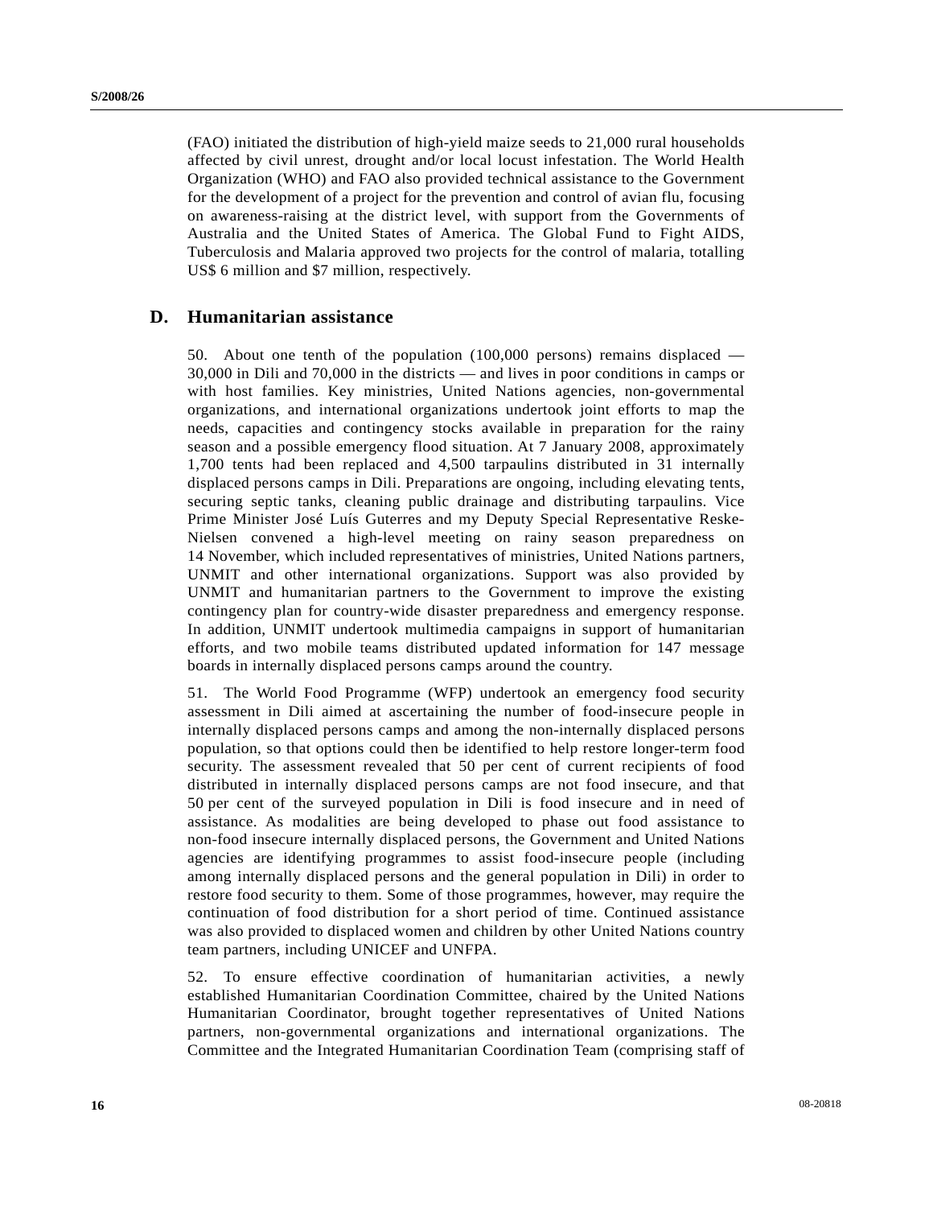(FAO) initiated the distribution of high-yield maize seeds to 21,000 rural households affected by civil unrest, drought and/or local locust infestation. The World Health Organization (WHO) and FAO also provided technical assistance to the Government for the development of a project for the prevention and control of avian flu, focusing on awareness-raising at the district level, with support from the Governments of Australia and the United States of America. The Global Fund to Fight AIDS, Tuberculosis and Malaria approved two projects for the control of malaria, totalling US$ 6 million and $7 million, respectively.

## D. Humanitarian assistance

50. About one tenth of the population (100,000 persons) remains displaced — 30,000 in Dili and 70,000 in the districts — and lives in poor conditions in camps or with host families. Key ministries, United Nations agencies, non-governmental organizations, and international organizations undertook joint efforts to map the needs, capacities and contingency stocks available in preparation for the rainy season and a possible emergency flood situation. At 7 January 2008, approximately 1,700 tents had been replaced and 4,500 tarpaulins distributed in 31 internally displaced persons camps in Dili. Preparations are ongoing, including elevating tents, securing septic tanks, cleaning public drainage and distributing tarpaulins. Vice Prime Minister José Luís Guterres and my Deputy Special Representative Reske-Nielsen convened a high-level meeting on rainy season preparedness on 14 November, which included representatives of ministries, United Nations partners, UNMIT and other international organizations. Support was also provided by UNMIT and humanitarian partners to the Government to improve the existing contingency plan for country-wide disaster preparedness and emergency response. In addition, UNMIT undertook multimedia campaigns in support of humanitarian efforts, and two mobile teams distributed updated information for 147 message boards in internally displaced persons camps around the country.

51. The World Food Programme (WFP) undertook an emergency food security assessment in Dili aimed at ascertaining the number of food-insecure people in internally displaced persons camps and among the non-internally displaced persons population, so that options could then be identified to help restore longer-term food security. The assessment revealed that 50 per cent of current recipients of food distributed in internally displaced persons camps are not food insecure, and that 50 per cent of the surveyed population in Dili is food insecure and in need of assistance. As modalities are being developed to phase out food assistance to non-food insecure internally displaced persons, the Government and United Nations agencies are identifying programmes to assist food-insecure people (including among internally displaced persons and the general population in Dili) in order to restore food security to them. Some of those programmes, however, may require the continuation of food distribution for a short period of time. Continued assistance was also provided to displaced women and children by other United Nations country team partners, including UNICEF and UNFPA.

52. To ensure effective coordination of humanitarian activities, a newly established Humanitarian Coordination Committee, chaired by the United Nations Humanitarian Coordinator, brought together representatives of United Nations partners, non-governmental organizations and international organizations. The Committee and the Integrated Humanitarian Coordination Team (comprising staff of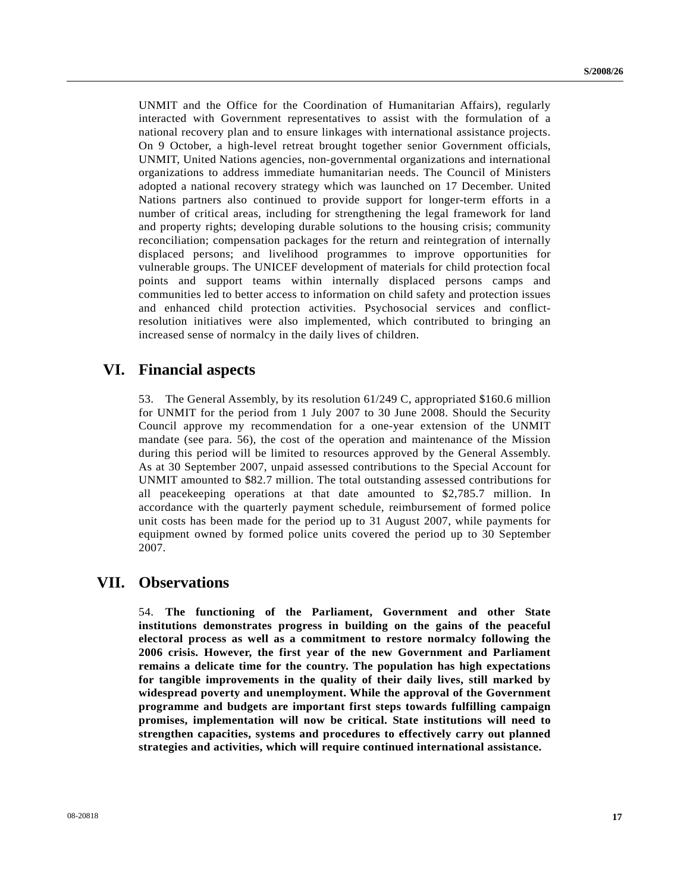UNMIT and the Office for the Coordination of Humanitarian Affairs), regularly interacted with Government representatives to assist with the formulation of a national recovery plan and to ensure linkages with international assistance projects. On 9 October, a high-level retreat brought together senior Government officials, UNMIT, United Nations agencies, non-governmental organizations and international organizations to address immediate humanitarian needs. The Council of Ministers adopted a national recovery strategy which was launched on 17 December. United Nations partners also continued to provide support for longer-term efforts in a number of critical areas, including for strengthening the legal framework for land and property rights; developing durable solutions to the housing crisis; community reconciliation; compensation packages for the return and reintegration of internally displaced persons; and livelihood programmes to improve opportunities for vulnerable groups. The UNICEF development of materials for child protection focal points and support teams within internally displaced persons camps and communities led to better access to information on child safety and protection issues and enhanced child protection activities. Psychosocial services and conflict-resolution initiatives were also implemented, which contributed to bringing an increased sense of normalcy in the daily lives of children.

# VI. Financial aspects

53. The General Assembly, by its resolution 61/249 C, appropriated $160.6 million for UNMIT for the period from 1 July 2007 to 30 June 2008. Should the Security Council approve my recommendation for a one-year extension of the UNMIT mandate (see para. 56), the cost of the operation and maintenance of the Mission during this period will be limited to resources approved by the General Assembly. As at 30 September 2007, unpaid assessed contributions to the Special Account for UNMIT amounted to $82.7 million. The total outstanding assessed contributions for all peacekeeping operations at that date amounted to $2,785.7 million. In accordance with the quarterly payment schedule, reimbursement of formed police unit costs has been made for the period up to 31 August 2007, while payments for equipment owned by formed police units covered the period up to 30 September 2007.

# VII. Observations

54. **The functioning of the Parliament, Government and other State institutions demonstrates progress in building on the gains of the peaceful electoral process as well as a commitment to restore normalcy following the 2006 crisis. However, the first year of the new Government and Parliament remains a delicate time for the country. The population has high expectations for tangible improvements in the quality of their daily lives, still marked by widespread poverty and unemployment. While the approval of the Government programme and budgets are important first steps towards fulfilling campaign promises, implementation will now be critical. State institutions will need to strengthen capacities, systems and procedures to effectively carry out planned strategies and activities, which will require continued international assistance.**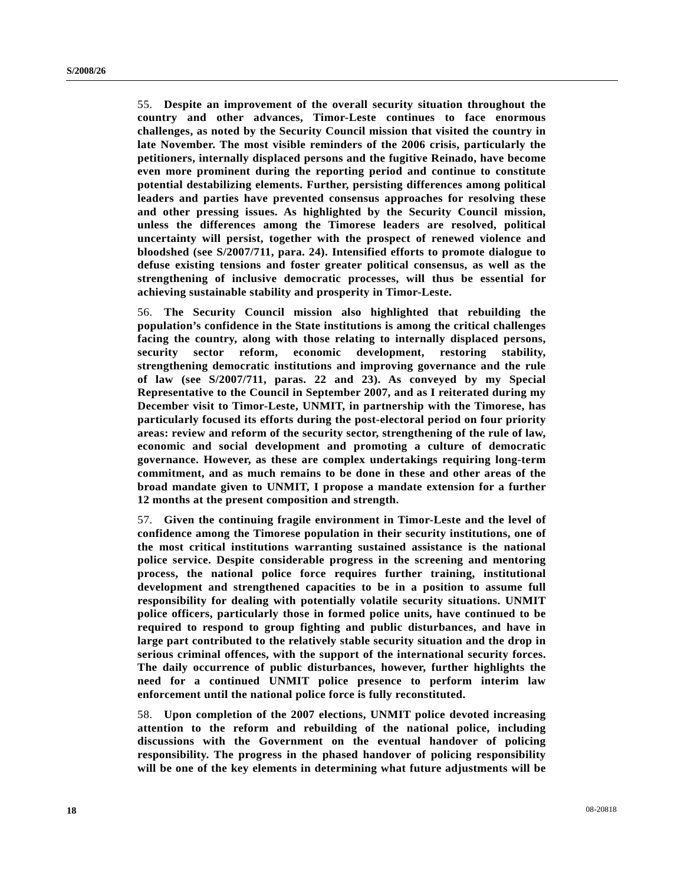55. **Despite an improvement of the overall security situation throughout the country and other advances, Timor-Leste continues to face enormous challenges, as noted by the Security Council mission that visited the country in late November. The most visible reminders of the 2006 crisis, particularly the petitioners, internally displaced persons and the fugitive Reinado, have become even more prominent during the reporting period and continue to constitute potential destabilizing elements. Further, persisting differences among political leaders and parties have prevented consensus approaches for resolving these and other pressing issues. As highlighted by the Security Council mission, unless the differences among the Timorese leaders are resolved, political uncertainty will persist, together with the prospect of renewed violence and bloodshed (see S/2007/711, para. 24). Intensified efforts to promote dialogue to defuse existing tensions and foster greater political consensus, as well as the strengthening of inclusive democratic processes, will thus be essential for achieving sustainable stability and prosperity in Timor-Leste.**

56. **The Security Council mission also highlighted that rebuilding the population's confidence in the State institutions is among the critical challenges facing the country, along with those relating to internally displaced persons, security sector reform, economic development, restoring stability, strengthening democratic institutions and improving governance and the rule of law (see S/2007/711, paras. 22 and 23). As conveyed by my Special Representative to the Council in September 2007, and as I reiterated during my December visit to Timor-Leste, UNMIT, in partnership with the Timorese, has particularly focused its efforts during the post-electoral period on four priority areas: review and reform of the security sector, strengthening of the rule of law, economic and social development and promoting a culture of democratic governance. However, as these are complex undertakings requiring long-term commitment, and as much remains to be done in these and other areas of the broad mandate given to UNMIT, I propose a mandate extension for a further 12 months at the present composition and strength.**

57. **Given the continuing fragile environment in Timor-Leste and the level of confidence among the Timorese population in their security institutions, one of the most critical institutions warranting sustained assistance is the national police service. Despite considerable progress in the screening and mentoring process, the national police force requires further training, institutional development and strengthened capacities to be in a position to assume full responsibility for dealing with potentially volatile security situations. UNMIT police officers, particularly those in formed police units, have continued to be required to respond to group fighting and public disturbances, and have in large part contributed to the relatively stable security situation and the drop in serious criminal offences, with the support of the international security forces. The daily occurrence of public disturbances, however, further highlights the need for a continued UNMIT police presence to perform interim law enforcement until the national police force is fully reconstituted.**

58. **Upon completion of the 2007 elections, UNMIT police devoted increasing attention to the reform and rebuilding of the national police, including discussions with the Government on the eventual handover of policing responsibility. The progress in the phased handover of policing responsibility will be one of the key elements in determining what future adjustments will be**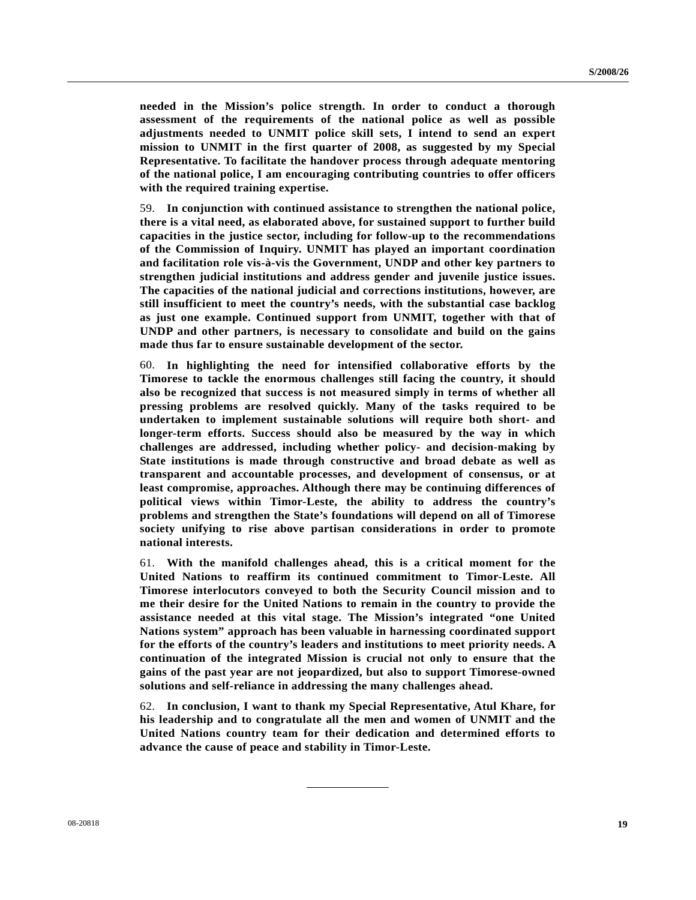**needed in the Mission's police strength. In order to conduct a thorough assessment of the requirements of the national police as well as possible adjustments needed to UNMIT police skill sets, I intend to send an expert mission to UNMIT in the first quarter of 2008, as suggested by my Special Representative. To facilitate the handover process through adequate mentoring of the national police, I am encouraging contributing countries to offer officers with the required training expertise.**

59. **In conjunction with continued assistance to strengthen the national police, there is a vital need, as elaborated above, for sustained support to further build capacities in the justice sector, including for follow-up to the recommendations of the Commission of Inquiry. UNMIT has played an important coordination and facilitation role vis-à-vis the Government, UNDP and other key partners to strengthen judicial institutions and address gender and juvenile justice issues. The capacities of the national judicial and corrections institutions, however, are still insufficient to meet the country's needs, with the substantial case backlog as just one example. Continued support from UNMIT, together with that of UNDP and other partners, is necessary to consolidate and build on the gains made thus far to ensure sustainable development of the sector.**

60. **In highlighting the need for intensified collaborative efforts by the Timorese to tackle the enormous challenges still facing the country, it should also be recognized that success is not measured simply in terms of whether all pressing problems are resolved quickly. Many of the tasks required to be undertaken to implement sustainable solutions will require both short- and longer-term efforts. Success should also be measured by the way in which challenges are addressed, including whether policy- and decision-making by State institutions is made through constructive and broad debate as well as transparent and accountable processes, and development of consensus, or at least compromise, approaches. Although there may be continuing differences of political views within Timor-Leste, the ability to address the country's problems and strengthen the State's foundations will depend on all of Timorese society unifying to rise above partisan considerations in order to promote national interests.**

61. **With the manifold challenges ahead, this is a critical moment for the United Nations to reaffirm its continued commitment to Timor-Leste. All Timorese interlocutors conveyed to both the Security Council mission and to me their desire for the United Nations to remain in the country to provide the assistance needed at this vital stage. The Mission's integrated "one United Nations system" approach has been valuable in harnessing coordinated support for the efforts of the country's leaders and institutions to meet priority needs. A continuation of the integrated Mission is crucial not only to ensure that the gains of the past year are not jeopardized, but also to support Timorese-owned solutions and self-reliance in addressing the many challenges ahead.**

62. **In conclusion, I want to thank my Special Representative, Atul Khare, for his leadership and to congratulate all the men and women of UNMIT and the United Nations country team for their dedication and determined efforts to advance the cause of peace and stability in Timor-Leste.**